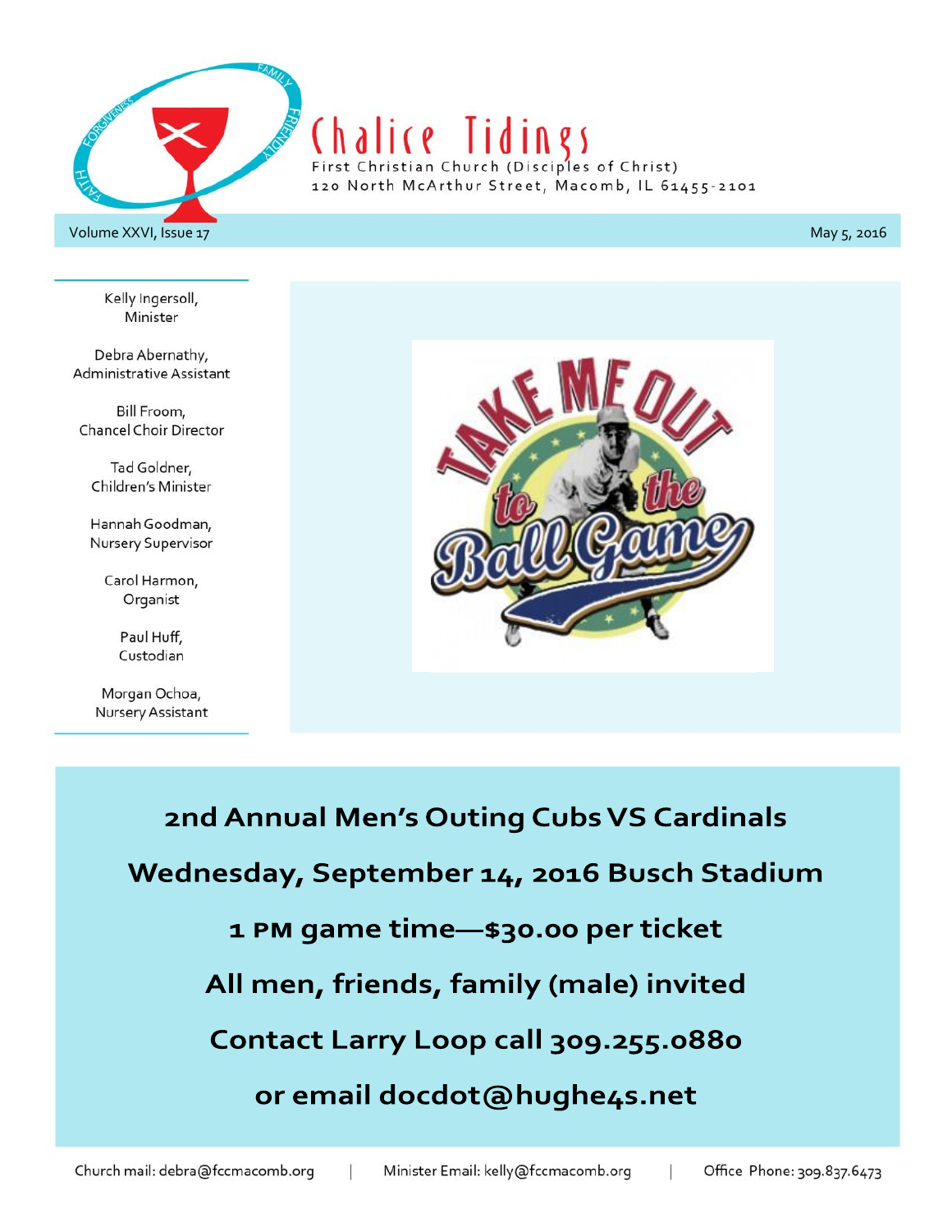# Chalice Tidings

First Christian Church (Disciples of Christ)
120 North McArthur Street, Macomb, IL 61455-2101

Volume XXVI, Issue 17 — May 5, 2016

Kelly Ingersoll, Minister

Debra Abernathy, Administrative Assistant

Bill Froom, Chancel Choir Director

Tad Goldner, Children's Minister

Hannah Goodman, Nursery Supervisor

Carol Harmon, Organist

Paul Huff, Custodian

Morgan Ochoa, Nursery Assistant

## 2nd Annual Men's Outing Cubs VS Cardinals

**Wednesday, September 14, 2016 Busch Stadium**

**1 PM game time—$30.00 per ticket**

**All men, friends, family (male) invited**

**Contact Larry Loop call 309.255.0880**

**or email docdot@hughe4s.net**

Church mail: debra@fccmacomb.org | Minister Email: kelly@fccmacomb.org | Office Phone: 309.837.6473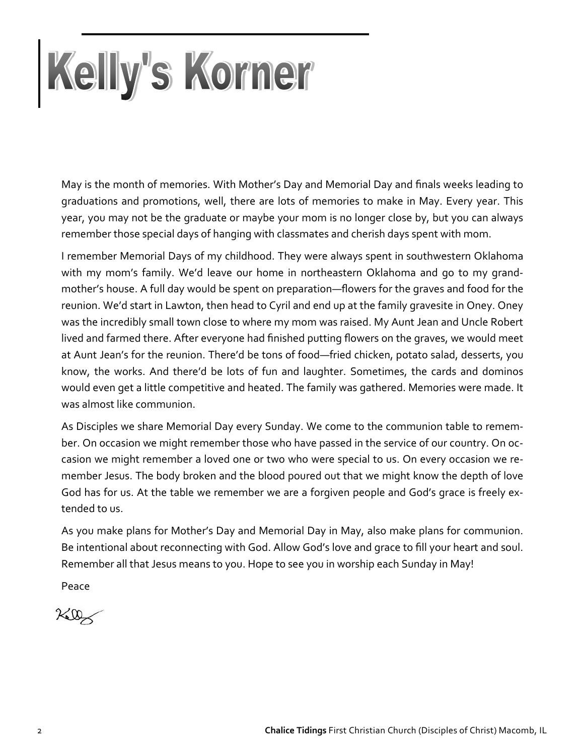# Kelly's Korner

May is the month of memories. With Mother's Day and Memorial Day and finals weeks leading to graduations and promotions, well, there are lots of memories to make in May. Every year. This year, you may not be the graduate or maybe your mom is no longer close by, but you can always remember those special days of hanging with classmates and cherish days spent with mom.

I remember Memorial Days of my childhood. They were always spent in southwestern Oklahoma with my mom's family. We'd leave our home in northeastern Oklahoma and go to my grandmother's house. A full day would be spent on preparation—flowers for the graves and food for the reunion. We'd start in Lawton, then head to Cyril and end up at the family gravesite in Oney. Oney was the incredibly small town close to where my mom was raised. My Aunt Jean and Uncle Robert lived and farmed there. After everyone had finished putting flowers on the graves, we would meet at Aunt Jean's for the reunion. There'd be tons of food—fried chicken, potato salad, desserts, you know, the works. And there'd be lots of fun and laughter. Sometimes, the cards and dominos would even get a little competitive and heated. The family was gathered. Memories were made. It was almost like communion.

As Disciples we share Memorial Day every Sunday. We come to the communion table to remember. On occasion we might remember those who have passed in the service of our country. On occasion we might remember a loved one or two who were special to us. On every occasion we remember Jesus. The body broken and the blood poured out that we might know the depth of love God has for us. At the table we remember we are a forgiven people and God's grace is freely extended to us.

As you make plans for Mother's Day and Memorial Day in May, also make plans for communion. Be intentional about reconnecting with God. Allow God's love and grace to fill your heart and soul. Remember all that Jesus means to you. Hope to see you in worship each Sunday in May!

Peace

Kelly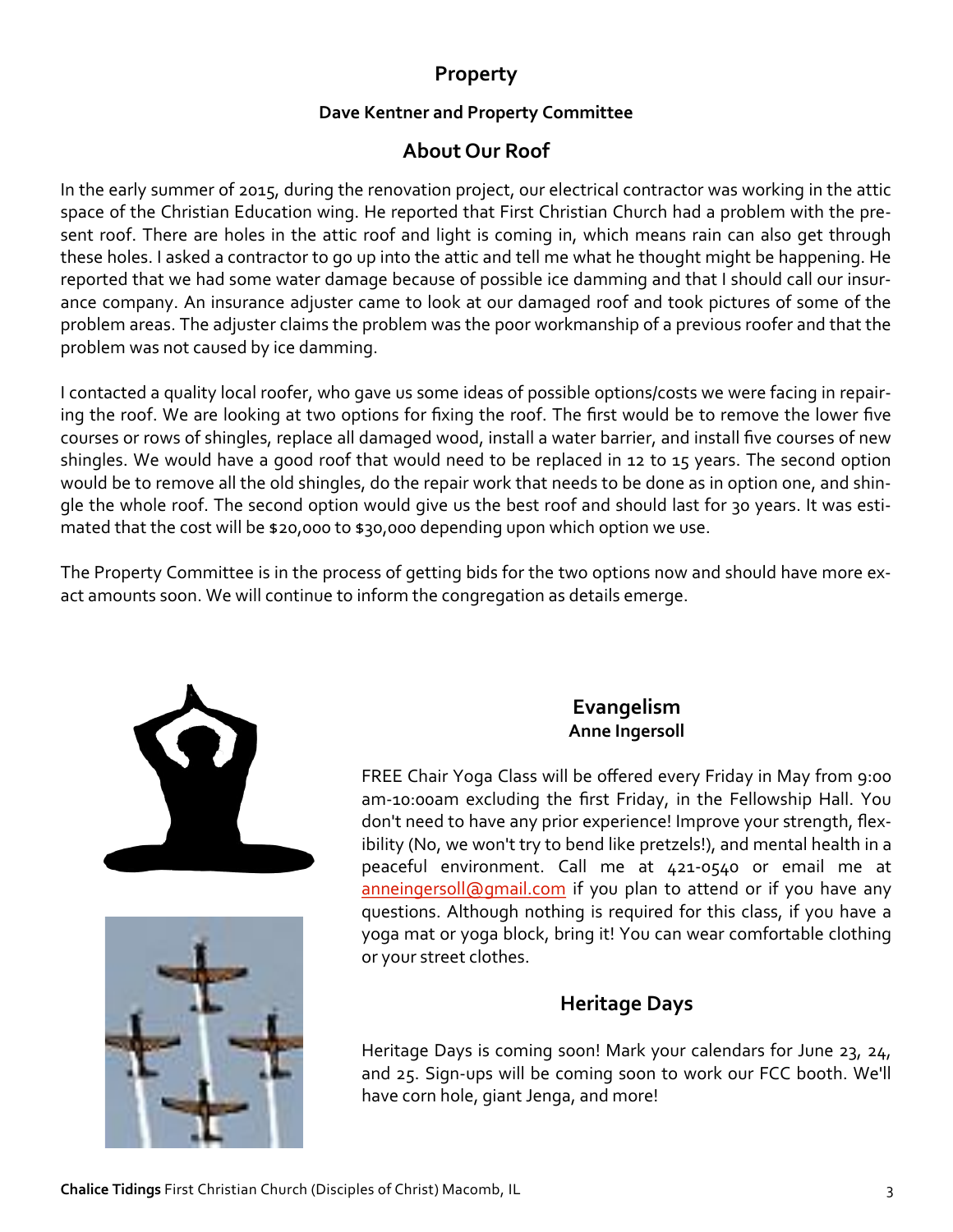## Property

**Dave Kentner and Property Committee**

### About Our Roof

In the early summer of 2015, during the renovation project, our electrical contractor was working in the attic space of the Christian Education wing. He reported that First Christian Church had a problem with the present roof. There are holes in the attic roof and light is coming in, which means rain can also get through these holes. I asked a contractor to go up into the attic and tell me what he thought might be happening. He reported that we had some water damage because of possible ice damming and that I should call our insurance company. An insurance adjuster came to look at our damaged roof and took pictures of some of the problem areas. The adjuster claims the problem was the poor workmanship of a previous roofer and that the problem was not caused by ice damming.

I contacted a quality local roofer, who gave us some ideas of possible options/costs we were facing in repairing the roof. We are looking at two options for fixing the roof. The first would be to remove the lower five courses or rows of shingles, replace all damaged wood, install a water barrier, and install five courses of new shingles. We would have a good roof that would need to be replaced in 12 to 15 years. The second option would be to remove all the old shingles, do the repair work that needs to be done as in option one, and shingle the whole roof. The second option would give us the best roof and should last for 30 years. It was estimated that the cost will be $20,000 to $30,000 depending upon which option we use.

The Property Committee is in the process of getting bids for the two options now and should have more exact amounts soon. We will continue to inform the congregation as details emerge.

## Evangelism

**Anne Ingersoll**

FREE Chair Yoga Class will be offered every Friday in May from 9:00 am-10:00am excluding the first Friday, in the Fellowship Hall. You don't need to have any prior experience! Improve your strength, flexibility (No, we won't try to bend like pretzels!), and mental health in a peaceful environment. Call me at 421-0540 or email me at anneingersoll@gmail.com if you plan to attend or if you have any questions. Although nothing is required for this class, if you have a yoga mat or yoga block, bring it! You can wear comfortable clothing or your street clothes.

## Heritage Days

Heritage Days is coming soon! Mark your calendars for June 23, 24, and 25. Sign-ups will be coming soon to work our FCC booth. We'll have corn hole, giant Jenga, and more!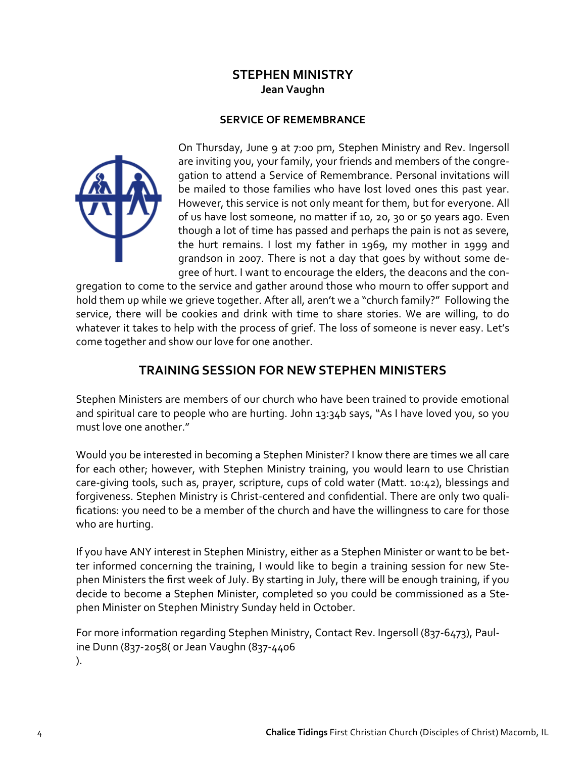# STEPHEN MINISTRY

**Jean Vaughn**

## SERVICE OF REMEMBRANCE

On Thursday, June 9 at 7:00 pm, Stephen Ministry and Rev. Ingersoll are inviting you, your family, your friends and members of the congregation to attend a Service of Remembrance. Personal invitations will be mailed to those families who have lost loved ones this past year. However, this service is not only meant for them, but for everyone. All of us have lost someone, no matter if 10, 20, 30 or 50 years ago. Even though a lot of time has passed and perhaps the pain is not as severe, the hurt remains. I lost my father in 1969, my mother in 1999 and grandson in 2007. There is not a day that goes by without some degree of hurt. I want to encourage the elders, the deacons and the congregation to come to the service and gather around those who mourn to offer support and hold them up while we grieve together. After all, aren't we a "church family?" Following the service, there will be cookies and drink with time to share stories. We are willing, to do whatever it takes to help with the process of grief. The loss of someone is never easy. Let's come together and show our love for one another.

## TRAINING SESSION FOR NEW STEPHEN MINISTERS

Stephen Ministers are members of our church who have been trained to provide emotional and spiritual care to people who are hurting. John 13:34b says, "As I have loved you, so you must love one another."

Would you be interested in becoming a Stephen Minister? I know there are times we all care for each other; however, with Stephen Ministry training, you would learn to use Christian care-giving tools, such as, prayer, scripture, cups of cold water (Matt. 10:42), blessings and forgiveness. Stephen Ministry is Christ-centered and confidential. There are only two qualifications: you need to be a member of the church and have the willingness to care for those who are hurting.

If you have ANY interest in Stephen Ministry, either as a Stephen Minister or want to be better informed concerning the training, I would like to begin a training session for new Stephen Ministers the first week of July. By starting in July, there will be enough training, if you decide to become a Stephen Minister, completed so you could be commissioned as a Stephen Minister on Stephen Ministry Sunday held in October.

For more information regarding Stephen Ministry, Contact Rev. Ingersoll (837-6473), Pauline Dunn (837-2058( or Jean Vaughn (837-4406
).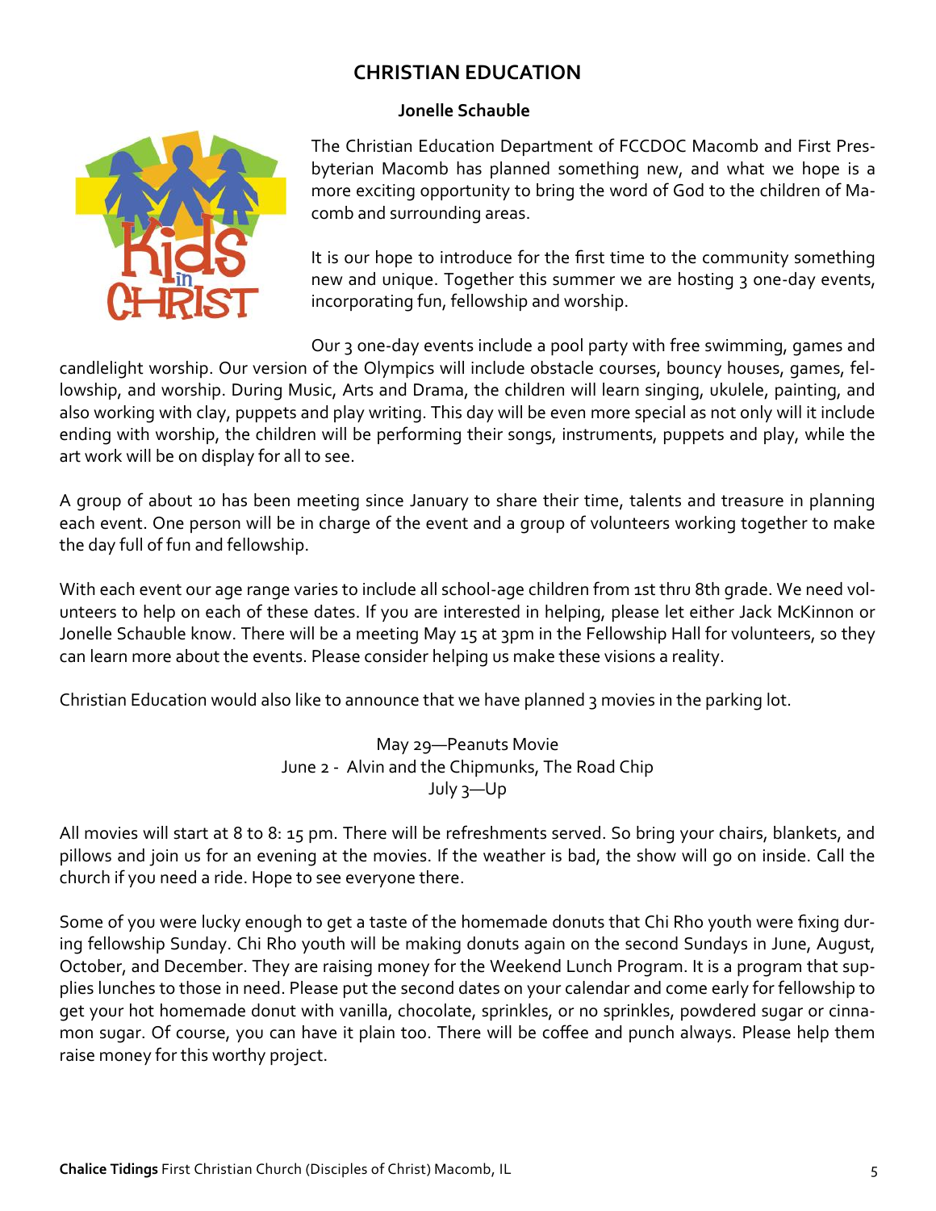## CHRISTIAN EDUCATION

**Jonelle Schauble**

The Christian Education Department of FCCDOC Macomb and First Presbyterian Macomb has planned something new, and what we hope is a more exciting opportunity to bring the word of God to the children of Macomb and surrounding areas.

It is our hope to introduce for the first time to the community something new and unique. Together this summer we are hosting 3 one-day events, incorporating fun, fellowship and worship.

Our 3 one-day events include a pool party with free swimming, games and candlelight worship. Our version of the Olympics will include obstacle courses, bouncy houses, games, fellowship, and worship. During Music, Arts and Drama, the children will learn singing, ukulele, painting, and also working with clay, puppets and play writing. This day will be even more special as not only will it include ending with worship, the children will be performing their songs, instruments, puppets and play, while the art work will be on display for all to see.

A group of about 10 has been meeting since January to share their time, talents and treasure in planning each event. One person will be in charge of the event and a group of volunteers working together to make the day full of fun and fellowship.

With each event our age range varies to include all school-age children from 1st thru 8th grade. We need volunteers to help on each of these dates. If you are interested in helping, please let either Jack McKinnon or Jonelle Schauble know. There will be a meeting May 15 at 3pm in the Fellowship Hall for volunteers, so they can learn more about the events. Please consider helping us make these visions a reality.

Christian Education would also like to announce that we have planned 3 movies in the parking lot.

May 29—Peanuts Movie
June 2 - Alvin and the Chipmunks, The Road Chip
July 3—Up

All movies will start at 8 to 8: 15 pm. There will be refreshments served. So bring your chairs, blankets, and pillows and join us for an evening at the movies. If the weather is bad, the show will go on inside. Call the church if you need a ride. Hope to see everyone there.

Some of you were lucky enough to get a taste of the homemade donuts that Chi Rho youth were fixing during fellowship Sunday. Chi Rho youth will be making donuts again on the second Sundays in June, August, October, and December. They are raising money for the Weekend Lunch Program. It is a program that supplies lunches to those in need. Please put the second dates on your calendar and come early for fellowship to get your hot homemade donut with vanilla, chocolate, sprinkles, or no sprinkles, powdered sugar or cinnamon sugar. Of course, you can have it plain too. There will be coffee and punch always. Please help them raise money for this worthy project.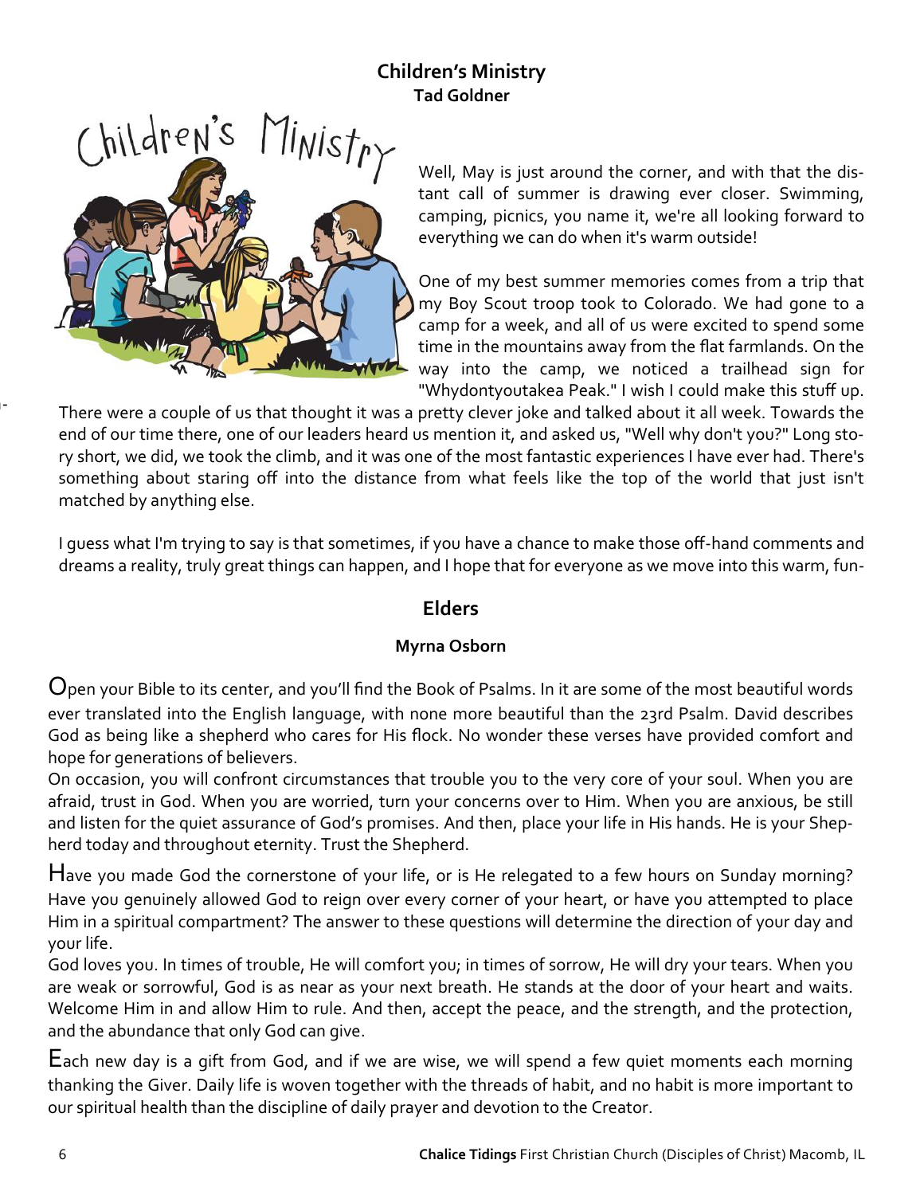## Children's Ministry

### Tad Goldner

Well, May is just around the corner, and with that the distant call of summer is drawing ever closer. Swimming, camping, picnics, you name it, we're all looking forward to everything we can do when it's warm outside!

One of my best summer memories comes from a trip that my Boy Scout troop took to Colorado. We had gone to a camp for a week, and all of us were excited to spend some time in the mountains away from the flat farmlands. On the way into the camp, we noticed a trailhead sign for "Whydontyoutakea Peak." I wish I could make this stuff up. There were a couple of us that thought it was a pretty clever joke and talked about it all week. Towards the end of our time there, one of our leaders heard us mention it, and asked us, "Well why don't you?" Long story short, we did, we took the climb, and it was one of the most fantastic experiences I have ever had. There's something about staring off into the distance from what feels like the top of the world that just isn't matched by anything else.

I guess what I'm trying to say is that sometimes, if you have a chance to make those off-hand comments and dreams a reality, truly great things can happen, and I hope that for everyone as we move into this warm, fun-

## Elders

### Myrna Osborn

Open your Bible to its center, and you'll find the Book of Psalms. In it are some of the most beautiful words ever translated into the English language, with none more beautiful than the 23rd Psalm. David describes God as being like a shepherd who cares for His flock. No wonder these verses have provided comfort and hope for generations of believers.

On occasion, you will confront circumstances that trouble you to the very core of your soul. When you are afraid, trust in God. When you are worried, turn your concerns over to Him. When you are anxious, be still and listen for the quiet assurance of God's promises. And then, place your life in His hands. He is your Shepherd today and throughout eternity. Trust the Shepherd.

Have you made God the cornerstone of your life, or is He relegated to a few hours on Sunday morning? Have you genuinely allowed God to reign over every corner of your heart, or have you attempted to place Him in a spiritual compartment? The answer to these questions will determine the direction of your day and your life.

God loves you. In times of trouble, He will comfort you; in times of sorrow, He will dry your tears. When you are weak or sorrowful, God is as near as your next breath. He stands at the door of your heart and waits. Welcome Him in and allow Him to rule. And then, accept the peace, and the strength, and the protection, and the abundance that only God can give.

Each new day is a gift from God, and if we are wise, we will spend a few quiet moments each morning thanking the Giver. Daily life is woven together with the threads of habit, and no habit is more important to our spiritual health than the discipline of daily prayer and devotion to the Creator.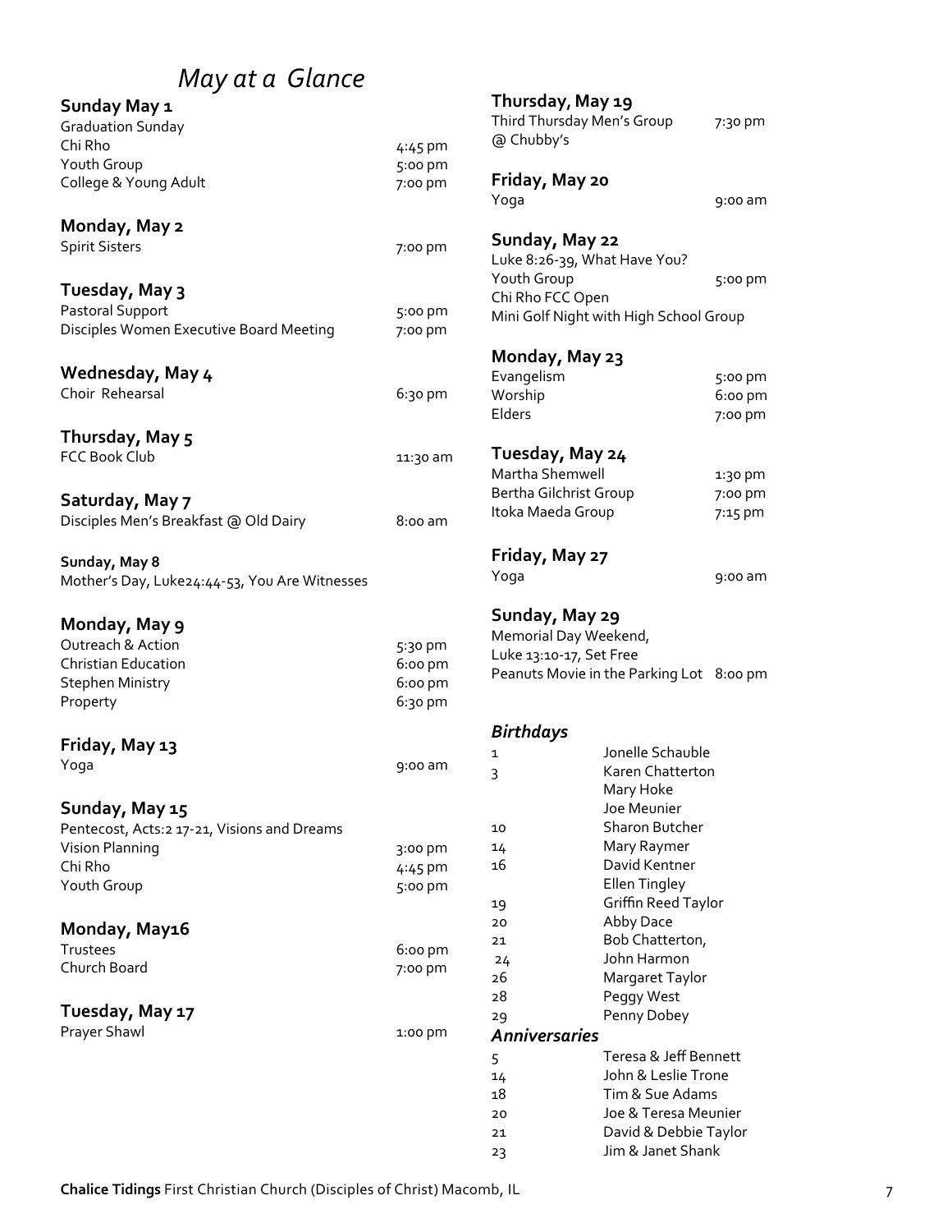# *May at a Glance*

**Sunday May 1**
Graduation Sunday
Chi Rho 4:45 pm
Youth Group 5:00 pm
College & Young Adult 7:00 pm

**Monday, May 2**
Spirit Sisters 7:00 pm

**Tuesday, May 3**
Pastoral Support 5:00 pm
Disciples Women Executive Board Meeting 7:00 pm

**Wednesday, May 4**
Choir Rehearsal 6:30 pm

**Thursday, May 5**
FCC Book Club 11:30 am

**Saturday, May 7**
Disciples Men's Breakfast @ Old Dairy 8:00 am

**Sunday, May 8**
Mother's Day, Luke24:44-53, You Are Witnesses

**Monday, May 9**
Outreach & Action 5:30 pm
Christian Education 6:00 pm
Stephen Ministry 6:00 pm
Property 6:30 pm

**Friday, May 13**
Yoga 9:00 am

**Sunday, May 15**
Pentecost, Acts:2 17-21, Visions and Dreams
Vision Planning 3:00 pm
Chi Rho 4:45 pm
Youth Group 5:00 pm

**Monday, May16**
Trustees 6:00 pm
Church Board 7:00 pm

**Tuesday, May 17**
Prayer Shawl 1:00 pm

**Thursday, May 19**
Third Thursday Men's Group @ Chubby's 7:30 pm

**Friday, May 20**
Yoga 9:00 am

**Sunday, May 22**
Luke 8:26-39, What Have You?
Youth Group 5:00 pm
Chi Rho FCC Open
Mini Golf Night with High School Group

**Monday, May 23**
Evangelism 5:00 pm
Worship 6:00 pm
Elders 7:00 pm

**Tuesday, May 24**
Martha Shemwell 1:30 pm
Bertha Gilchrist Group 7:00 pm
Itoka Maeda Group 7:15 pm

**Friday, May 27**
Yoga 9:00 am

**Sunday, May 29**
Memorial Day Weekend,
Luke 13:10-17, Set Free
Peanuts Movie in the Parking Lot 8:00 pm

### *Birthdays*

| | |
|---|---|
| 1 | Jonelle Schauble |
| 3 | Karen Chatterton |
| | Mary Hoke |
| | Joe Meunier |
| 10 | Sharon Butcher |
| 14 | Mary Raymer |
| 16 | David Kentner |
| | Ellen Tingley |
| 19 | Griffin Reed Taylor |
| 20 | Abby Dace |
| 21 | Bob Chatterton, |
| 24 | John Harmon |
| 26 | Margaret Taylor |
| 28 | Peggy West |
| 29 | Penny Dobey |

### *Anniversaries*

| | |
|---|---|
| 5 | Teresa & Jeff Bennett |
| 14 | John & Leslie Trone |
| 18 | Tim & Sue Adams |
| 20 | Joe & Teresa Meunier |
| 21 | David & Debbie Taylor |
| 23 | Jim & Janet Shank |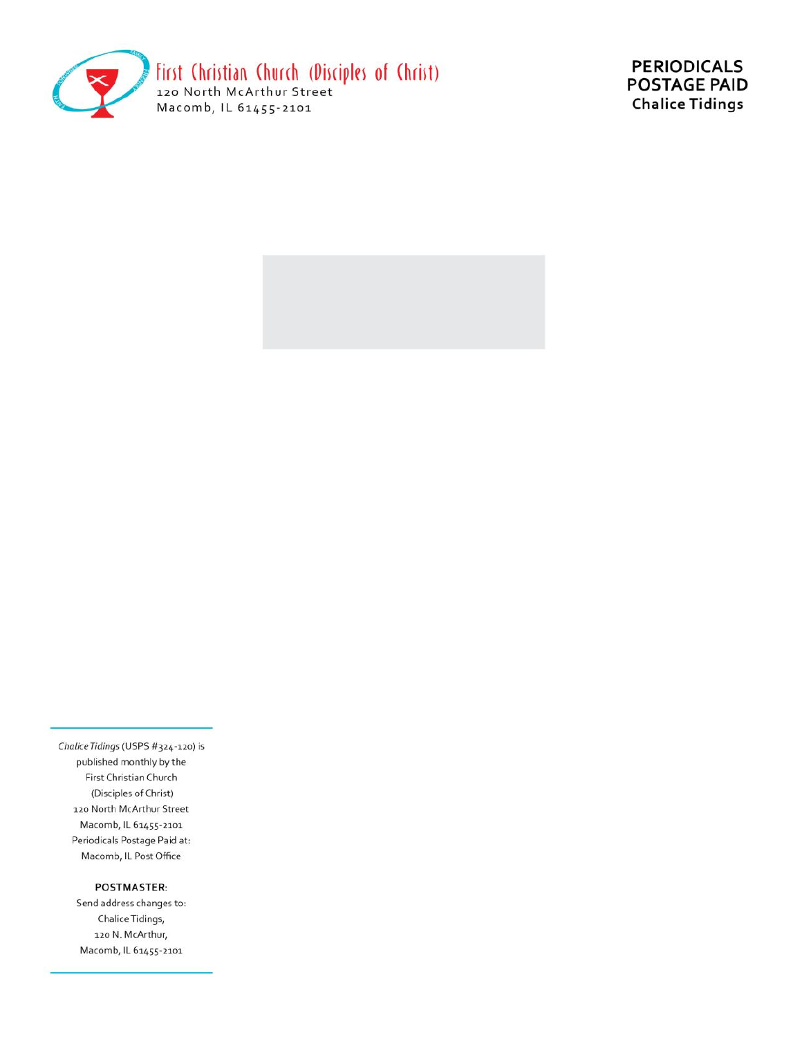First Christian Church (Disciples of Christ)
120 North McArthur Street
Macomb, IL 61455-2101

**PERIODICALS**
**POSTAGE PAID**
**Chalice Tidings**

---

*Chalice Tidings* (USPS #324-120) is published monthly by the First Christian Church (Disciples of Christ) 120 North McArthur Street Macomb, IL 61455-2101 Periodicals Postage Paid at: Macomb, IL Post Office

**POSTMASTER**:
Send address changes to:
Chalice Tidings,
120 N. McArthur,
Macomb, IL 61455-2101

---